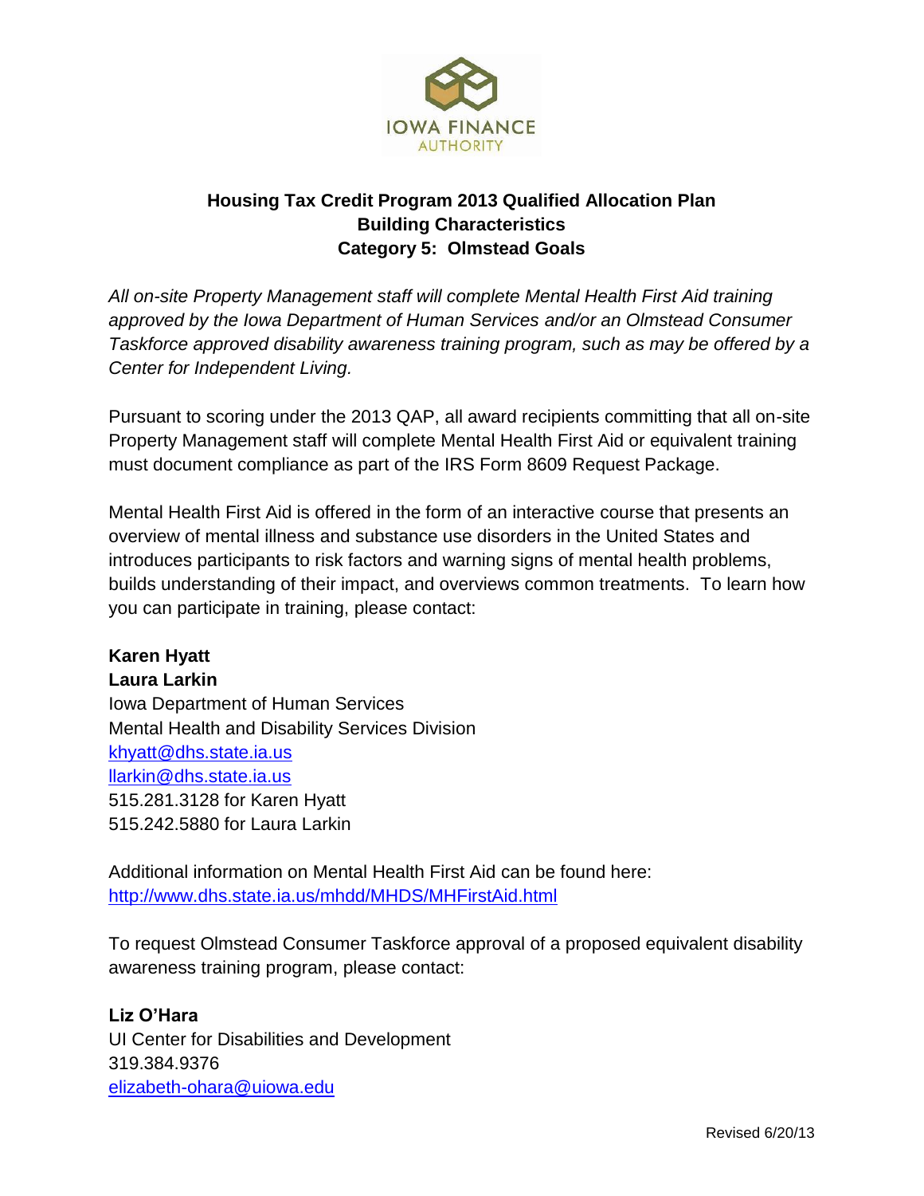IOWA FINANCE AUTHORITY

# Housing Tax Credit Program 2013 Qualified Allocation Plan
## Building Characteristics
## Category 5: Olmstead Goals

*All on-site Property Management staff will complete Mental Health First Aid training approved by the Iowa Department of Human Services and/or an Olmstead Consumer Taskforce approved disability awareness training program, such as may be offered by a Center for Independent Living.*

Pursuant to scoring under the 2013 QAP, all award recipients committing that all on-site Property Management staff will complete Mental Health First Aid or equivalent training must document compliance as part of the IRS Form 8609 Request Package.

Mental Health First Aid is offered in the form of an interactive course that presents an overview of mental illness and substance use disorders in the United States and introduces participants to risk factors and warning signs of mental health problems, builds understanding of their impact, and overviews common treatments. To learn how you can participate in training, please contact:

**Karen Hyatt**
**Laura Larkin**
Iowa Department of Human Services
Mental Health and Disability Services Division
khyatt@dhs.state.ia.us
llarkin@dhs.state.ia.us
515.281.3128 for Karen Hyatt
515.242.5880 for Laura Larkin

Additional information on Mental Health First Aid can be found here:
http://www.dhs.state.ia.us/mhdd/MHDS/MHFirstAid.html

To request Olmstead Consumer Taskforce approval of a proposed equivalent disability awareness training program, please contact:

**Liz O'Hara**
UI Center for Disabilities and Development
319.384.9376
elizabeth-ohara@uiowa.edu

Revised 6/20/13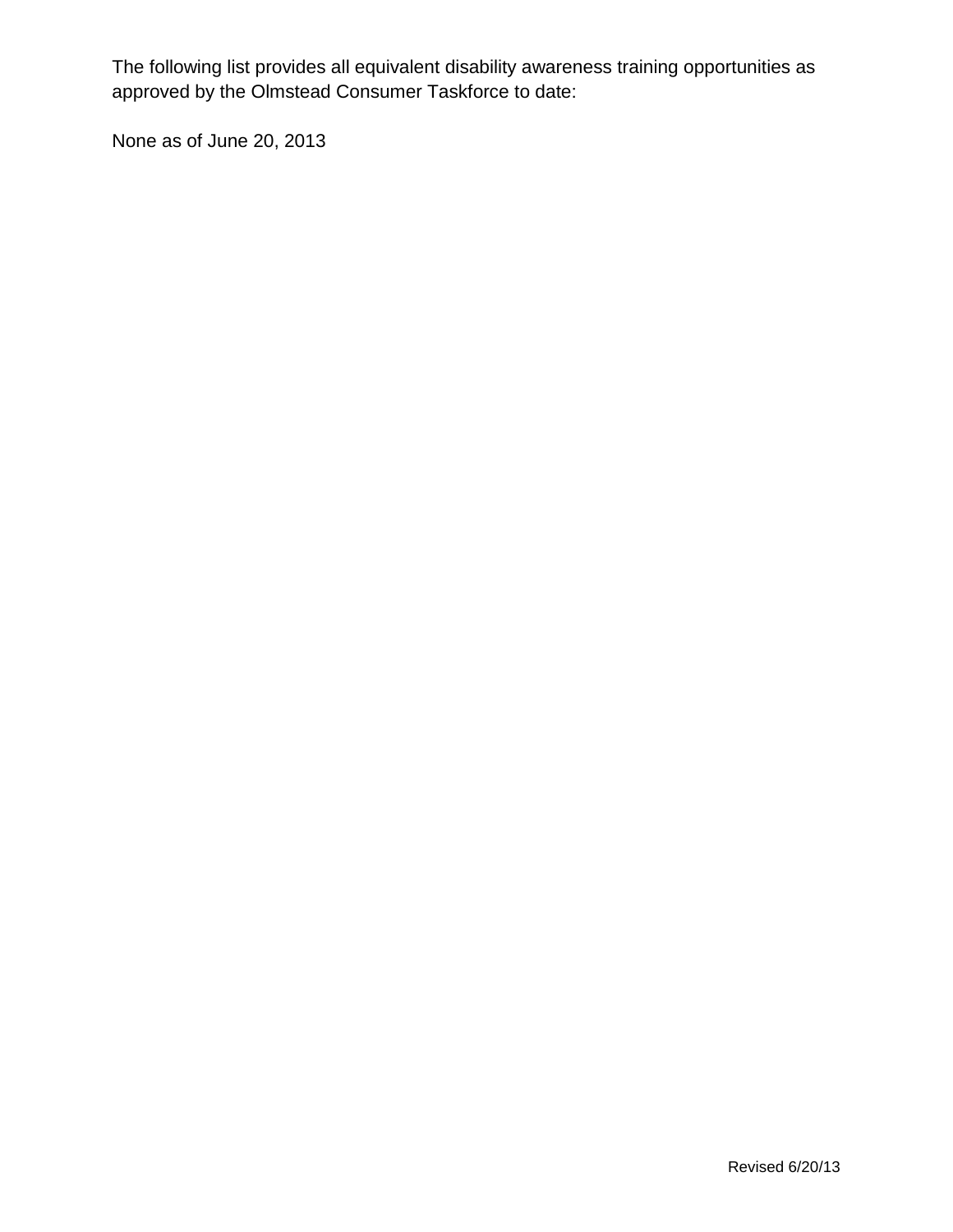The following list provides all equivalent disability awareness training opportunities as approved by the Olmstead Consumer Taskforce to date:

None as of June 20, 2013

Revised 6/20/13